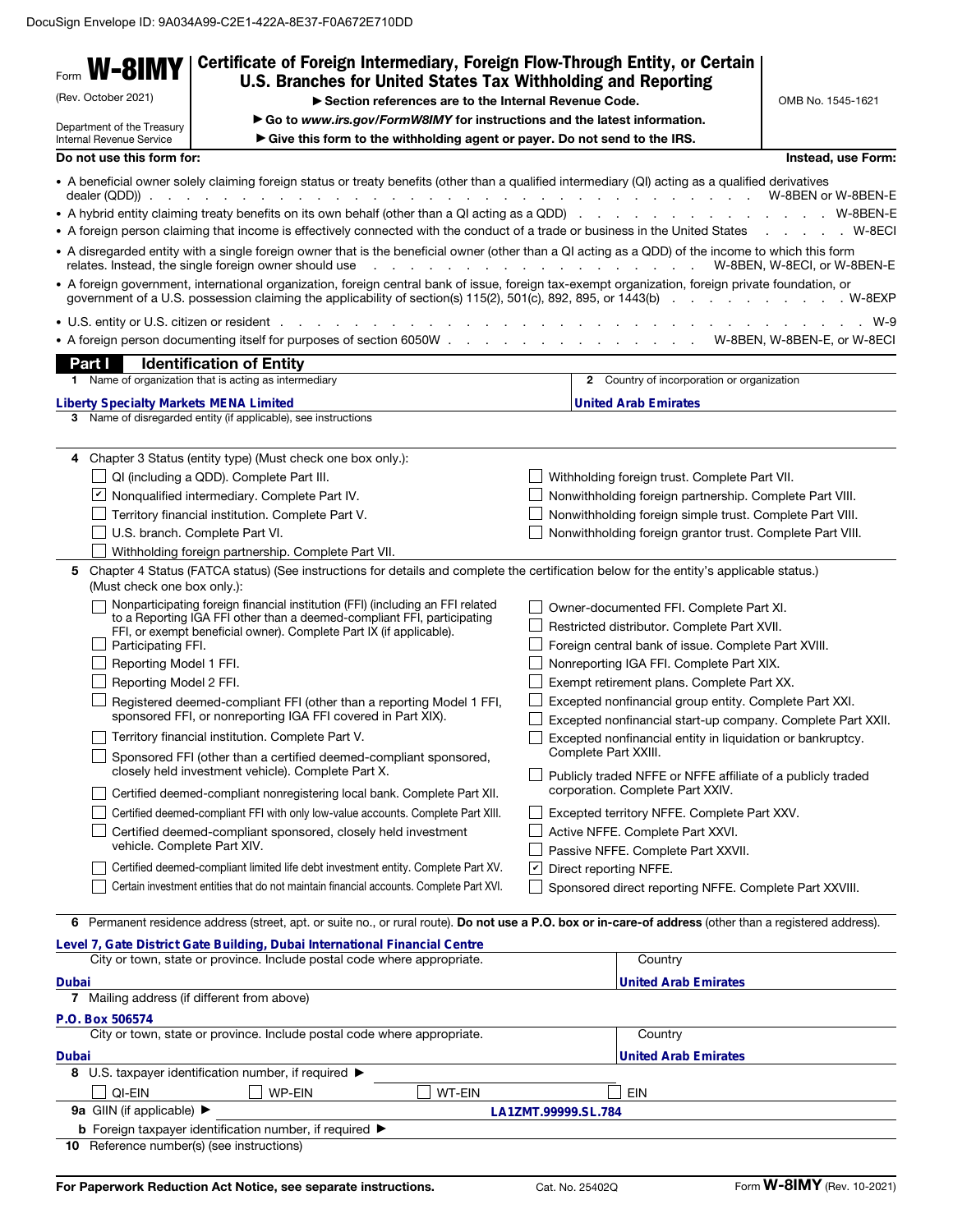DocuSign Envelope ID: 9A034A99-C2E1-422A-8E37-F0A672E710DD

Form **W-8IMY**
(Rev. October 2021)
Department of the Treasury
Internal Revenue Service

# Certificate of Foreign Intermediary, Foreign Flow-Through Entity, or Certain U.S. Branches for United States Tax Withholding and Reporting

▶ Section references are to the Internal Revenue Code.
▶ Go to *www.irs.gov/FormW8IMY* for instructions and the latest information.
▶ Give this form to the withholding agent or payer. Do not send to the IRS.

OMB No. 1545-1621

| **Do not use this form for:** | **Instead, use Form:** |
|---|---|
| • A beneficial owner solely claiming foreign status or treaty benefits (other than a qualified intermediary (QI) acting as a qualified derivatives dealer (QDD)) | W-8BEN or W-8BEN-E |
| • A hybrid entity claiming treaty benefits on its own behalf (other than a QI acting as a QDD) | W-8BEN-E |
| • A foreign person claiming that income is effectively connected with the conduct of a trade or business in the United States | W-8ECI |
| • A disregarded entity with a single foreign owner that is the beneficial owner (other than a QI acting as a QDD) of the income to which this form relates. Instead, the single foreign owner should use | W-8BEN, W-8ECI, or W-8BEN-E |
| • A foreign government, international organization, foreign central bank of issue, foreign tax-exempt organization, foreign private foundation, or government of a U.S. possession claiming the applicability of section(s) 115(2), 501(c), 892, 895, or 1443(b) | W-8EXP |
| • U.S. entity or U.S. citizen or resident | W-9 |
| • A foreign person documenting itself for purposes of section 6050W | W-8BEN, W-8BEN-E, or W-8ECI |

## Part I Identification of Entity

**1** Name of organization that is acting as intermediary
Liberty Specialty Markets MENA Limited

**2** Country of incorporation or organization
United Arab Emirates

**3** Name of disregarded entity (if applicable), see instructions

**4** Chapter 3 Status (entity type) (Must check one box only.):

- ☐ QI (including a QDD). Complete Part III.
- ☑ Nonqualified intermediary. Complete Part IV.
- ☐ Territory financial institution. Complete Part V.
- ☐ U.S. branch. Complete Part VI.
- ☐ Withholding foreign partnership. Complete Part VII.
- ☐ Withholding foreign trust. Complete Part VII.
- ☐ Nonwithholding foreign partnership. Complete Part VIII.
- ☐ Nonwithholding foreign simple trust. Complete Part VIII.
- ☐ Nonwithholding foreign grantor trust. Complete Part VIII.

**5** Chapter 4 Status (FATCA status) (See instructions for details and complete the certification below for the entity's applicable status.) (Must check one box only.):

- ☐ Nonparticipating foreign financial institution (FFI) (including an FFI related to a Reporting IGA FFI other than a deemed-compliant FFI, participating FFI, or exempt beneficial owner). Complete Part IX (if applicable).
- ☐ Participating FFI.
- ☐ Reporting Model 1 FFI.
- ☐ Reporting Model 2 FFI.
- ☐ Registered deemed-compliant FFI (other than a reporting Model 1 FFI, sponsored FFI, or nonreporting IGA FFI covered in Part XIX).
- ☐ Territory financial institution. Complete Part V.
- ☐ Sponsored FFI (other than a certified deemed-compliant sponsored, closely held investment vehicle). Complete Part X.
- ☐ Certified deemed-compliant nonregistering local bank. Complete Part XII.
- ☐ Certified deemed-compliant FFI with only low-value accounts. Complete Part XIII.
- ☐ Certified deemed-compliant sponsored, closely held investment vehicle. Complete Part XIV.
- ☐ Certified deemed-compliant limited life debt investment entity. Complete Part XV.
- ☐ Certain investment entities that do not maintain financial accounts. Complete Part XVI.
- ☐ Owner-documented FFI. Complete Part XI.
- ☐ Restricted distributor. Complete Part XVII.
- ☐ Foreign central bank of issue. Complete Part XVIII.
- ☐ Nonreporting IGA FFI. Complete Part XIX.
- ☐ Exempt retirement plans. Complete Part XX.
- ☐ Excepted nonfinancial group entity. Complete Part XXI.
- ☐ Excepted nonfinancial start-up company. Complete Part XXII.
- ☐ Excepted nonfinancial entity in liquidation or bankruptcy. Complete Part XXIII.
- ☐ Publicly traded NFFE or NFFE affiliate of a publicly traded corporation. Complete Part XXIV.
- ☐ Excepted territory NFFE. Complete Part XXV.
- ☐ Active NFFE. Complete Part XXVI.
- ☐ Passive NFFE. Complete Part XXVII.
- ☑ Direct reporting NFFE.
- ☐ Sponsored direct reporting NFFE. Complete Part XXVIII.

**6** Permanent residence address (street, apt. or suite no., or rural route). **Do not use a P.O. box or in-care-of address** (other than a registered address).
Level 7, Gate District Gate Building, Dubai International Financial Centre

City or town, state or province. Include postal code where appropriate.
Dubai

Country
United Arab Emirates

**7** Mailing address (if different from above)
P.O. Box 506574

City or town, state or province. Include postal code where appropriate.
Dubai

Country
United Arab Emirates

**8** U.S. taxpayer identification number, if required ▶
☐ QI-EIN ☐ WP-EIN ☐ WT-EIN ☐ EIN

**9a** GIIN (if applicable) ▶ LA1ZMT.99999.SL.784

**b** Foreign taxpayer identification number, if required ▶

**10** Reference number(s) (see instructions)

For Paperwork Reduction Act Notice, see separate instructions. Cat. No. 25402Q Form **W-8IMY** (Rev. 10-2021)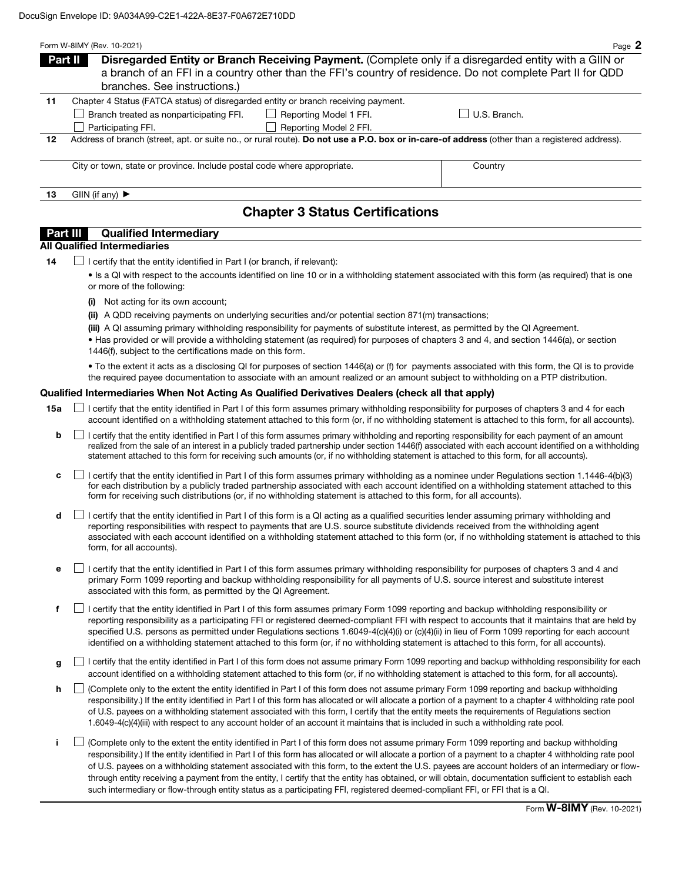**Part II** **Disregarded Entity or Branch Receiving Payment.** (Complete only if a disregarded entity with a GIIN or a branch of an FFI in a country other than the FFI's country of residence. Do not complete Part II for QDD branches. See instructions.)

**11** Chapter 4 Status (FATCA status) of disregarded entity or branch receiving payment.

☐ Branch treated as nonparticipating FFI. ☐ Reporting Model 1 FFI. ☐ U.S. Branch.

☐ Participating FFI. ☐ Reporting Model 2 FFI.

**12** Address of branch (street, apt. or suite no., or rural route). **Do not use a P.O. box or in-care-of address** (other than a registered address).

City or town, state or province. Include postal code where appropriate. | Country

**13** GIIN (if any) ►

## Chapter 3 Status Certifications

**Part III** **Qualified Intermediary**

**All Qualified Intermediaries**

**14** ☐ I certify that the entity identified in Part I (or branch, if relevant):

- Is a QI with respect to the accounts identified on line 10 or in a withholding statement associated with this form (as required) that is one or more of the following:
  - **(i)** Not acting for its own account;
  - **(ii)** A QDD receiving payments on underlying securities and/or potential section 871(m) transactions;
  - **(iii)** A QI assuming primary withholding responsibility for payments of substitute interest, as permitted by the QI Agreement.
- Has provided or will provide a withholding statement (as required) for purposes of chapters 3 and 4, and section 1446(a), or section 1446(f), subject to the certifications made on this form.
- To the extent it acts as a disclosing QI for purposes of section 1446(a) or (f) for payments associated with this form, the QI is to provide the required payee documentation to associate with an amount realized or an amount subject to withholding on a PTP distribution.

**Qualified Intermediaries When Not Acting As Qualified Derivatives Dealers (check all that apply)**

**15a** ☐ I certify that the entity identified in Part I of this form assumes primary withholding responsibility for purposes of chapters 3 and 4 for each account identified on a withholding statement attached to this form (or, if no withholding statement is attached to this form, for all accounts).

**b** ☐ I certify that the entity identified in Part I of this form assumes primary withholding and reporting responsibility for each payment of an amount realized from the sale of an interest in a publicly traded partnership under section 1446(f) associated with each account identified on a withholding statement attached to this form for receiving such amounts (or, if no withholding statement is attached to this form, for all accounts).

**c** ☐ I certify that the entity identified in Part I of this form assumes primary withholding as a nominee under Regulations section 1.1446-4(b)(3) for each distribution by a publicly traded partnership associated with each account identified on a withholding statement attached to this form for receiving such distributions (or, if no withholding statement is attached to this form, for all accounts).

**d** ☐ I certify that the entity identified in Part I of this form is a QI acting as a qualified securities lender assuming primary withholding and reporting responsibilities with respect to payments that are U.S. source substitute dividends received from the withholding agent associated with each account identified on a withholding statement attached to this form (or, if no withholding statement is attached to this form, for all accounts).

**e** ☐ I certify that the entity identified in Part I of this form assumes primary withholding responsibility for purposes of chapters 3 and 4 and primary Form 1099 reporting and backup withholding responsibility for all payments of U.S. source interest and substitute interest associated with this form, as permitted by the QI Agreement.

**f** ☐ I certify that the entity identified in Part I of this form assumes primary Form 1099 reporting and backup withholding responsibility or reporting responsibility as a participating FFI or registered deemed-compliant FFI with respect to accounts that it maintains that are held by specified U.S. persons as permitted under Regulations sections 1.6049-4(c)(4)(i) or (c)(4)(ii) in lieu of Form 1099 reporting for each account identified on a withholding statement attached to this form (or, if no withholding statement is attached to this form, for all accounts).

**g** ☐ I certify that the entity identified in Part I of this form does not assume primary Form 1099 reporting and backup withholding responsibility for each account identified on a withholding statement attached to this form (or, if no withholding statement is attached to this form, for all accounts).

**h** ☐ (Complete only to the extent the entity identified in Part I of this form does not assume primary Form 1099 reporting and backup withholding responsibility.) If the entity identified in Part I of this form has allocated or will allocate a portion of a payment to a chapter 4 withholding rate pool of U.S. payees on a withholding statement associated with this form, I certify that the entity meets the requirements of Regulations section 1.6049-4(c)(4)(iii) with respect to any account holder of an account it maintains that is included in such a withholding rate pool.

**i** ☐ (Complete only to the extent the entity identified in Part I of this form does not assume primary Form 1099 reporting and backup withholding responsibility.) If the entity identified in Part I of this form has allocated or will allocate a portion of a payment to a chapter 4 withholding rate pool of U.S. payees on a withholding statement associated with this form, to the extent the U.S. payees are account holders of an intermediary or flow-through entity receiving a payment from the entity, I certify that the entity has obtained, or will obtain, documentation sufficient to establish each such intermediary or flow-through entity status as a participating FFI, registered deemed-compliant FFI, or FFI that is a QI.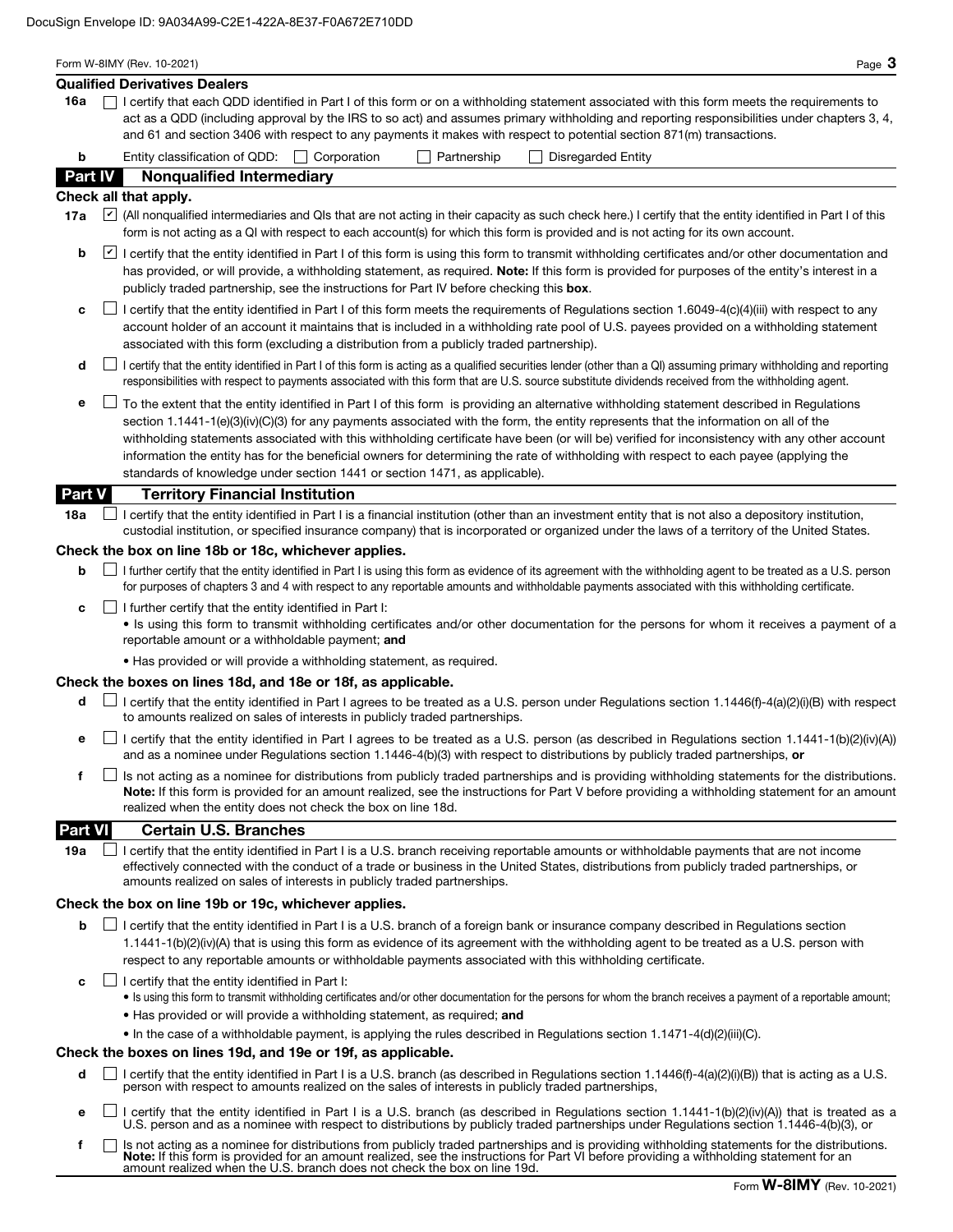DocuSign Envelope ID: 9A034A99-C2E1-422A-8E37-F0A672E710DD

**Qualified Derivatives Dealers**

**16a** ☐ I certify that each QDD identified in Part I of this form or on a withholding statement associated with this form meets the requirements to act as a QDD (including approval by the IRS to so act) and assumes primary withholding and reporting responsibilities under chapters 3, 4, and 61 and section 3406 with respect to any payments it makes with respect to potential section 871(m) transactions.

**b** Entity classification of QDD: ☐ Corporation ☐ Partnership ☐ Disregarded Entity

## Part IV Nonqualified Intermediary

**Check all that apply.**

**17a** ☑ (All nonqualified intermediaries and QIs that are not acting in their capacity as such check here.) I certify that the entity identified in Part I of this form is not acting as a QI with respect to each account(s) for which this form is provided and is not acting for its own account.

**b** ☑ I certify that the entity identified in Part I of this form is using this form to transmit withholding certificates and/or other documentation and has provided, or will provide, a withholding statement, as required. **Note:** If this form is provided for purposes of the entity's interest in a publicly traded partnership, see the instructions for Part IV before checking this **box**.

**c** ☐ I certify that the entity identified in Part I of this form meets the requirements of Regulations section 1.6049-4(c)(4)(iii) with respect to any account holder of an account it maintains that is included in a withholding rate pool of U.S. payees provided on a withholding statement associated with this form (excluding a distribution from a publicly traded partnership).

**d** ☐ I certify that the entity identified in Part I of this form is acting as a qualified securities lender (other than a QI) assuming primary withholding and reporting responsibilities with respect to payments associated with this form that are U.S. source substitute dividends received from the withholding agent.

**e** ☐ To the extent that the entity identified in Part I of this form is providing an alternative withholding statement described in Regulations section 1.1441-1(e)(3)(iv)(C)(3) for any payments associated with the form, the entity represents that the information on all of the withholding statements associated with this withholding certificate have been (or will be) verified for inconsistency with any other account information the entity has for the beneficial owners for determining the rate of withholding with respect to each payee (applying the standards of knowledge under section 1441 or section 1471, as applicable).

## Part V Territory Financial Institution

**18a** ☐ I certify that the entity identified in Part I is a financial institution (other than an investment entity that is not also a depository institution, custodial institution, or specified insurance company) that is incorporated or organized under the laws of a territory of the United States.

**Check the box on line 18b or 18c, whichever applies.**

**b** ☐ I further certify that the entity identified in Part I is using this form as evidence of its agreement with the withholding agent to be treated as a U.S. person for purposes of chapters 3 and 4 with respect to any reportable amounts and withholdable payments associated with this withholding certificate.

**c** ☐ I further certify that the entity identified in Part I:

- Is using this form to transmit withholding certificates and/or other documentation for the persons for whom it receives a payment of a reportable amount or a withholdable payment; **and**
- Has provided or will provide a withholding statement, as required.

**Check the boxes on lines 18d, and 18e or 18f, as applicable.**

**d** ☐ I certify that the entity identified in Part I agrees to be treated as a U.S. person under Regulations section 1.1446(f)-4(a)(2)(i)(B) with respect to amounts realized on sales of interests in publicly traded partnerships.

**e** ☐ I certify that the entity identified in Part I agrees to be treated as a U.S. person (as described in Regulations section 1.1441-1(b)(2)(iv)(A)) and as a nominee under Regulations section 1.1446-4(b)(3) with respect to distributions by publicly traded partnerships, **or**

**f** ☐ Is not acting as a nominee for distributions from publicly traded partnerships and is providing withholding statements for the distributions. **Note:** If this form is provided for an amount realized, see the instructions for Part V before providing a withholding statement for an amount realized when the entity does not check the box on line 18d.

## Part VI Certain U.S. Branches

**19a** ☐ I certify that the entity identified in Part I is a U.S. branch receiving reportable amounts or withholdable payments that are not income effectively connected with the conduct of a trade or business in the United States, distributions from publicly traded partnerships, or amounts realized on sales of interests in publicly traded partnerships.

**Check the box on line 19b or 19c, whichever applies.**

**b** ☐ I certify that the entity identified in Part I is a U.S. branch of a foreign bank or insurance company described in Regulations section 1.1441-1(b)(2)(iv)(A) that is using this form as evidence of its agreement with the withholding agent to be treated as a U.S. person with respect to any reportable amounts or withholdable payments associated with this withholding certificate.

**c** ☐ I certify that the entity identified in Part I:

- Is using this form to transmit withholding certificates and/or other documentation for the persons for whom the branch receives a payment of a reportable amount;
- Has provided or will provide a withholding statement, as required; **and**
- In the case of a withholdable payment, is applying the rules described in Regulations section 1.1471-4(d)(2)(iii)(C).

**Check the boxes on lines 19d, and 19e or 19f, as applicable.**

**d** ☐ I certify that the entity identified in Part I is a U.S. branch (as described in Regulations section 1.1446(f)-4(a)(2)(i)(B)) that is acting as a U.S. person with respect to amounts realized on the sales of interests in publicly traded partnerships,

**e** ☐ I certify that the entity identified in Part I is a U.S. branch (as described in Regulations section 1.1441-1(b)(2)(iv)(A)) that is treated as a U.S. person and as a nominee with respect to distributions by publicly traded partnerships under Regulations section 1.1446-4(b)(3), or

**f** ☐ Is not acting as a nominee for distributions from publicly traded partnerships and is providing withholding statements for the distributions. **Note:** If this form is provided for an amount realized, see the instructions for Part VI before providing a withholding statement for an amount realized when the U.S. branch does not check the box on line 19d.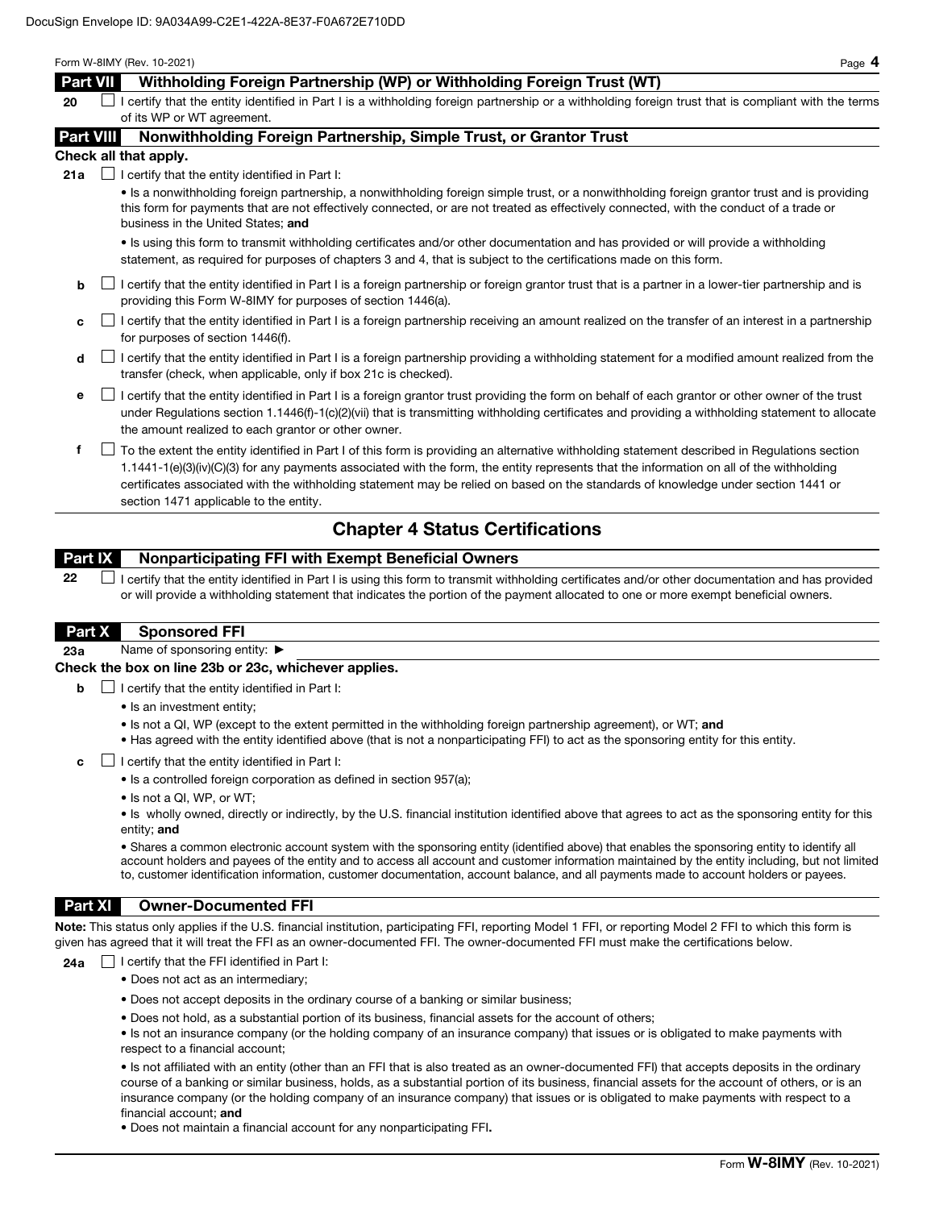## Part VII Withholding Foreign Partnership (WP) or Withholding Foreign Trust (WT)

**20** ☐ I certify that the entity identified in Part I is a withholding foreign partnership or a withholding foreign trust that is compliant with the terms of its WP or WT agreement.

## Part VIII Nonwithholding Foreign Partnership, Simple Trust, or Grantor Trust

**Check all that apply.**

**21a** ☐ I certify that the entity identified in Part I:

- Is a nonwithholding foreign partnership, a nonwithholding foreign simple trust, or a nonwithholding foreign grantor trust and is providing this form for payments that are not effectively connected, or are not treated as effectively connected, with the conduct of a trade or business in the United States; **and**
- Is using this form to transmit withholding certificates and/or other documentation and has provided or will provide a withholding statement, as required for purposes of chapters 3 and 4, that is subject to the certifications made on this form.

**b** ☐ I certify that the entity identified in Part I is a foreign partnership or foreign grantor trust that is a partner in a lower-tier partnership and is providing this Form W-8IMY for purposes of section 1446(a).

**c** ☐ I certify that the entity identified in Part I is a foreign partnership receiving an amount realized on the transfer of an interest in a partnership for purposes of section 1446(f).

**d** ☐ I certify that the entity identified in Part I is a foreign partnership providing a withholding statement for a modified amount realized from the transfer (check, when applicable, only if box 21c is checked).

**e** ☐ I certify that the entity identified in Part I is a foreign grantor trust providing the form on behalf of each grantor or other owner of the trust under Regulations section 1.1446(f)-1(c)(2)(vii) that is transmitting withholding certificates and providing a withholding statement to allocate the amount realized to each grantor or other owner.

**f** ☐ To the extent the entity identified in Part I of this form is providing an alternative withholding statement described in Regulations section 1.1441-1(e)(3)(iv)(C)(3) for any payments associated with the form, the entity represents that the information on all of the withholding certificates associated with the withholding statement may be relied on based on the standards of knowledge under section 1441 or section 1471 applicable to the entity.

# Chapter 4 Status Certifications

## Part IX Nonparticipating FFI with Exempt Beneficial Owners

**22** ☐ I certify that the entity identified in Part I is using this form to transmit withholding certificates and/or other documentation and has provided or will provide a withholding statement that indicates the portion of the payment allocated to one or more exempt beneficial owners.

## Part X Sponsored FFI

**23a** Name of sponsoring entity: ►

**Check the box on line 23b or 23c, whichever applies.**

**b** ☐ I certify that the entity identified in Part I:

- Is an investment entity;
- Is not a QI, WP (except to the extent permitted in the withholding foreign partnership agreement), or WT; **and**
- Has agreed with the entity identified above (that is not a nonparticipating FFI) to act as the sponsoring entity for this entity.

**c** ☐ I certify that the entity identified in Part I:

- Is a controlled foreign corporation as defined in section 957(a);
- Is not a QI, WP, or WT;
- Is wholly owned, directly or indirectly, by the U.S. financial institution identified above that agrees to act as the sponsoring entity for this entity; **and**
- Shares a common electronic account system with the sponsoring entity (identified above) that enables the sponsoring entity to identify all account holders and payees of the entity and to access all account and customer information maintained by the entity including, but not limited to, customer identification information, customer documentation, account balance, and all payments made to account holders or payees.

## Part XI Owner-Documented FFI

**Note:** This status only applies if the U.S. financial institution, participating FFI, reporting Model 1 FFI, or reporting Model 2 FFI to which this form is given has agreed that it will treat the FFI as an owner-documented FFI. The owner-documented FFI must make the certifications below.

**24a** ☐ I certify that the FFI identified in Part I:

- Does not act as an intermediary;
- Does not accept deposits in the ordinary course of a banking or similar business;
- Does not hold, as a substantial portion of its business, financial assets for the account of others;
- Is not an insurance company (or the holding company of an insurance company) that issues or is obligated to make payments with respect to a financial account;
- Is not affiliated with an entity (other than an FFI that is also treated as an owner-documented FFI) that accepts deposits in the ordinary course of a banking or similar business, holds, as a substantial portion of its business, financial assets for the account of others, or is an insurance company (or the holding company of an insurance company) that issues or is obligated to make payments with respect to a financial account; **and**
- Does not maintain a financial account for any nonparticipating FFI**.**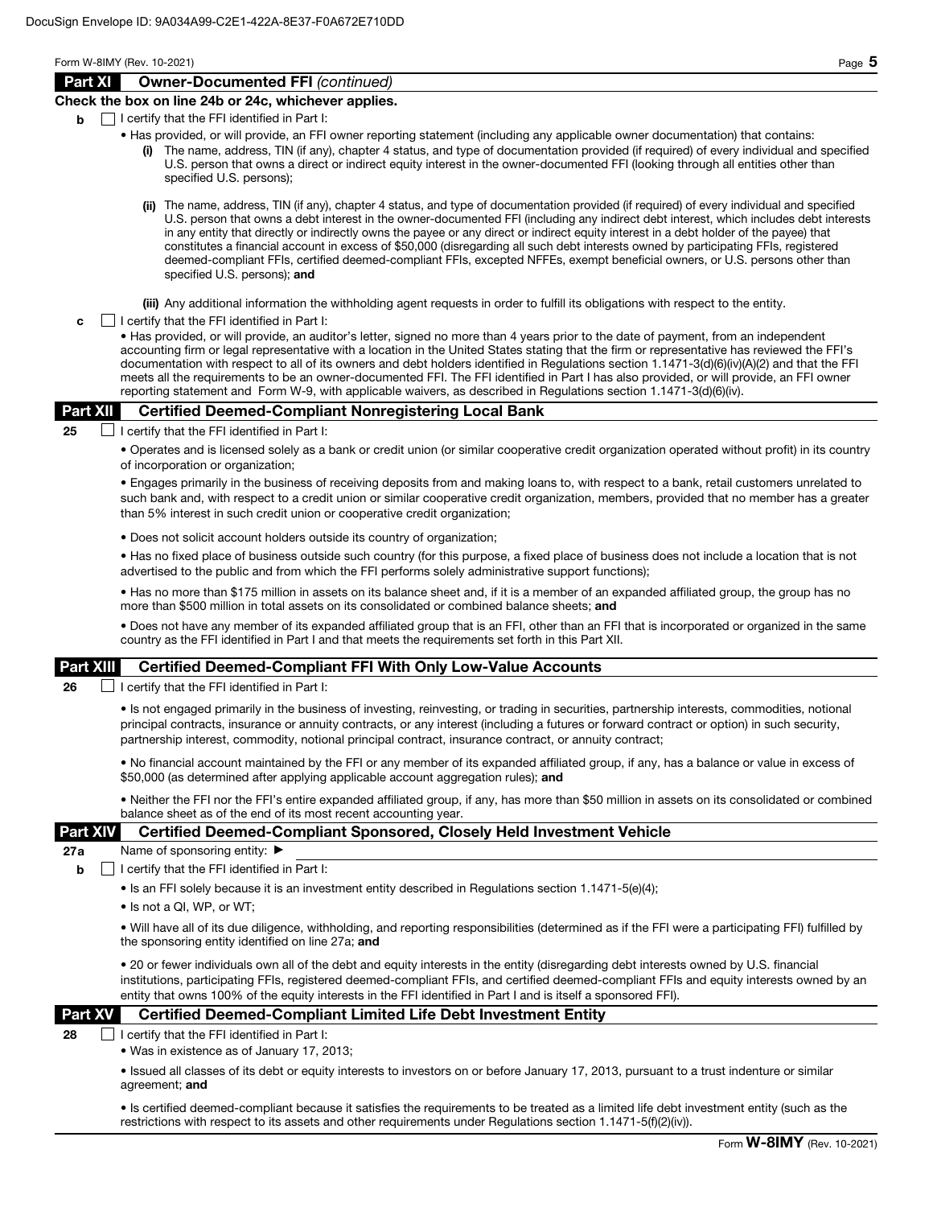## Part XI Owner-Documented FFI *(continued)*

**Check the box on line 24b or 24c, whichever applies.**

**b** ☐ I certify that the FFI identified in Part I:

- Has provided, or will provide, an FFI owner reporting statement (including any applicable owner documentation) that contains:
  - **(i)** The name, address, TIN (if any), chapter 4 status, and type of documentation provided (if required) of every individual and specified U.S. person that owns a direct or indirect equity interest in the owner-documented FFI (looking through all entities other than specified U.S. persons);
  - **(ii)** The name, address, TIN (if any), chapter 4 status, and type of documentation provided (if required) of every individual and specified U.S. person that owns a debt interest in the owner-documented FFI (including any indirect debt interest, which includes debt interests in any entity that directly or indirectly owns the payee or any direct or indirect equity interest in a debt holder of the payee) that constitutes a financial account in excess of $50,000 (disregarding all such debt interests owned by participating FFIs, registered deemed-compliant FFIs, certified deemed-compliant FFIs, excepted NFFEs, exempt beneficial owners, or U.S. persons other than specified U.S. persons); **and**
  - **(iii)** Any additional information the withholding agent requests in order to fulfill its obligations with respect to the entity.

**c** ☐ I certify that the FFI identified in Part I:

- Has provided, or will provide, an auditor's letter, signed no more than 4 years prior to the date of payment, from an independent accounting firm or legal representative with a location in the United States stating that the firm or representative has reviewed the FFI's documentation with respect to all of its owners and debt holders identified in Regulations section 1.1471-3(d)(6)(iv)(A)(2) and that the FFI meets all the requirements to be an owner-documented FFI. The FFI identified in Part I has also provided, or will provide, an FFI owner reporting statement and Form W-9, with applicable waivers, as described in Regulations section 1.1471-3(d)(6)(iv).

## Part XII Certified Deemed-Compliant Nonregistering Local Bank

**25** ☐ I certify that the FFI identified in Part I:

- Operates and is licensed solely as a bank or credit union (or similar cooperative credit organization operated without profit) in its country of incorporation or organization;
- Engages primarily in the business of receiving deposits from and making loans to, with respect to a bank, retail customers unrelated to such bank and, with respect to a credit union or similar cooperative credit organization, members, provided that no member has a greater than 5% interest in such credit union or cooperative credit organization;
- Does not solicit account holders outside its country of organization;
- Has no fixed place of business outside such country (for this purpose, a fixed place of business does not include a location that is not advertised to the public and from which the FFI performs solely administrative support functions);
- Has no more than $175 million in assets on its balance sheet and, if it is a member of an expanded affiliated group, the group has no more than $500 million in total assets on its consolidated or combined balance sheets; **and**
- Does not have any member of its expanded affiliated group that is an FFI, other than an FFI that is incorporated or organized in the same country as the FFI identified in Part I and that meets the requirements set forth in this Part XII.

## Part XIII Certified Deemed-Compliant FFI With Only Low-Value Accounts

**26** ☐ I certify that the FFI identified in Part I:

- Is not engaged primarily in the business of investing, reinvesting, or trading in securities, partnership interests, commodities, notional principal contracts, insurance or annuity contracts, or any interest (including a futures or forward contract or option) in such security, partnership interest, commodity, notional principal contract, insurance contract, or annuity contract;
- No financial account maintained by the FFI or any member of its expanded affiliated group, if any, has a balance or value in excess of $50,000 (as determined after applying applicable account aggregation rules); **and**
- Neither the FFI nor the FFI's entire expanded affiliated group, if any, has more than $50 million in assets on its consolidated or combined balance sheet as of the end of its most recent accounting year.

## Part XIV Certified Deemed-Compliant Sponsored, Closely Held Investment Vehicle

**27a** Name of sponsoring entity: ▶

**b** ☐ I certify that the FFI identified in Part I:

- Is an FFI solely because it is an investment entity described in Regulations section 1.1471-5(e)(4);
- Is not a QI, WP, or WT;
- Will have all of its due diligence, withholding, and reporting responsibilities (determined as if the FFI were a participating FFI) fulfilled by the sponsoring entity identified on line 27a; **and**
- 20 or fewer individuals own all of the debt and equity interests in the entity (disregarding debt interests owned by U.S. financial institutions, participating FFIs, registered deemed-compliant FFIs, and certified deemed-compliant FFIs and equity interests owned by an entity that owns 100% of the equity interests in the FFI identified in Part I and is itself a sponsored FFI).

## Part XV Certified Deemed-Compliant Limited Life Debt Investment Entity

**28** ☐ I certify that the FFI identified in Part I:

- Was in existence as of January 17, 2013;
- Issued all classes of its debt or equity interests to investors on or before January 17, 2013, pursuant to a trust indenture or similar agreement; **and**
- Is certified deemed-compliant because it satisfies the requirements to be treated as a limited life debt investment entity (such as the restrictions with respect to its assets and other requirements under Regulations section 1.1471-5(f)(2)(iv)).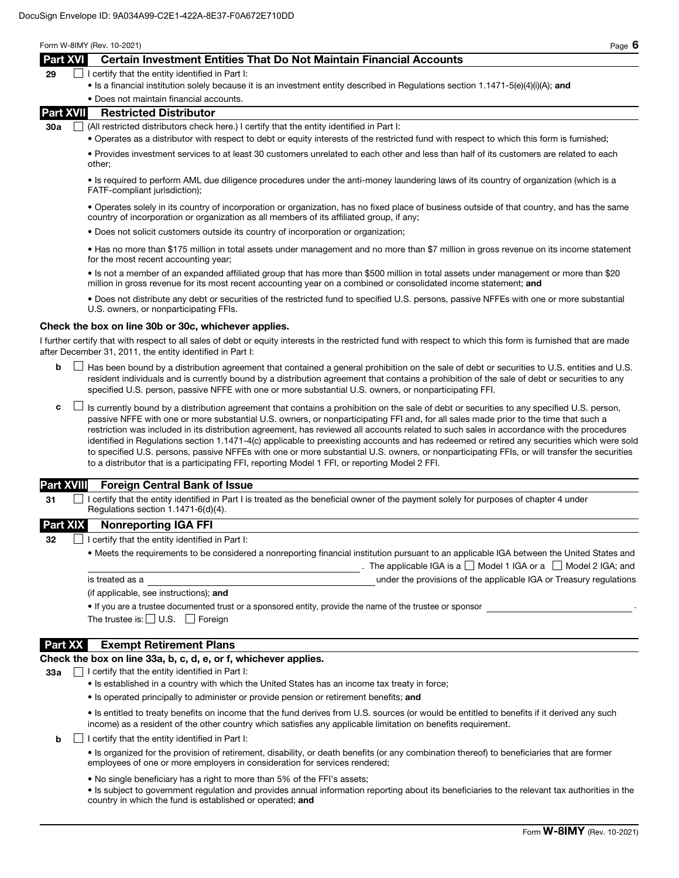## Part XVI Certain Investment Entities That Do Not Maintain Financial Accounts

**29** ☐ I certify that the entity identified in Part I:

- Is a financial institution solely because it is an investment entity described in Regulations section 1.1471-5(e)(4)(i)(A); **and**
- Does not maintain financial accounts.

## Part XVII Restricted Distributor

**30a** ☐ (All restricted distributors check here.) I certify that the entity identified in Part I:

- Operates as a distributor with respect to debt or equity interests of the restricted fund with respect to which this form is furnished;
- Provides investment services to at least 30 customers unrelated to each other and less than half of its customers are related to each other;
- Is required to perform AML due diligence procedures under the anti-money laundering laws of its country of organization (which is a FATF-compliant jurisdiction);
- Operates solely in its country of incorporation or organization, has no fixed place of business outside of that country, and has the same country of incorporation or organization as all members of its affiliated group, if any;
- Does not solicit customers outside its country of incorporation or organization;
- Has no more than $175 million in total assets under management and no more than $7 million in gross revenue on its income statement for the most recent accounting year;
- Is not a member of an expanded affiliated group that has more than $500 million in total assets under management or more than $20 million in gross revenue for its most recent accounting year on a combined or consolidated income statement; **and**
- Does not distribute any debt or securities of the restricted fund to specified U.S. persons, passive NFFEs with one or more substantial U.S. owners, or nonparticipating FFIs.

**Check the box on line 30b or 30c, whichever applies.**

I further certify that with respect to all sales of debt or equity interests in the restricted fund with respect to which this form is furnished that are made after December 31, 2011, the entity identified in Part I:

**b** ☐ Has been bound by a distribution agreement that contained a general prohibition on the sale of debt or securities to U.S. entities and U.S. resident individuals and is currently bound by a distribution agreement that contains a prohibition of the sale of debt or securities to any specified U.S. person, passive NFFE with one or more substantial U.S. owners, or nonparticipating FFI.

**c** ☐ Is currently bound by a distribution agreement that contains a prohibition on the sale of debt or securities to any specified U.S. person, passive NFFE with one or more substantial U.S. owners, or nonparticipating FFI and, for all sales made prior to the time that such a restriction was included in its distribution agreement, has reviewed all accounts related to such sales in accordance with the procedures identified in Regulations section 1.1471-4(c) applicable to preexisting accounts and has redeemed or retired any securities which were sold to specified U.S. persons, passive NFFEs with one or more substantial U.S. owners, or nonparticipating FFIs, or will transfer the securities to a distributor that is a participating FFI, reporting Model 1 FFI, or reporting Model 2 FFI.

## Part XVIII Foreign Central Bank of Issue

**31** ☐ I certify that the entity identified in Part I is treated as the beneficial owner of the payment solely for purposes of chapter 4 under Regulations section 1.1471-6(d)(4).

## Part XIX Nonreporting IGA FFI

**32** ☐ I certify that the entity identified in Part I:

- Meets the requirements to be considered a nonreporting financial institution pursuant to an applicable IGA between the United States and ______________________. The applicable IGA is a ☐ Model 1 IGA or a ☐ Model 2 IGA; and

is treated as a ______________________ under the provisions of the applicable IGA or Treasury regulations (if applicable, see instructions); **and**

- If you are a trustee documented trust or a sponsored entity, provide the name of the trustee or sponsor ______________________.

The trustee is: ☐ U.S. ☐ Foreign

## Part XX Exempt Retirement Plans

**Check the box on line 33a, b, c, d, e, or f, whichever applies.**

**33a** ☐ I certify that the entity identified in Part I:

- Is established in a country with which the United States has an income tax treaty in force;
- Is operated principally to administer or provide pension or retirement benefits; **and**
- Is entitled to treaty benefits on income that the fund derives from U.S. sources (or would be entitled to benefits if it derived any such income) as a resident of the other country which satisfies any applicable limitation on benefits requirement.

**b** ☐ I certify that the entity identified in Part I:

- Is organized for the provision of retirement, disability, or death benefits (or any combination thereof) to beneficiaries that are former employees of one or more employers in consideration for services rendered;
- No single beneficiary has a right to more than 5% of the FFI's assets;
- Is subject to government regulation and provides annual information reporting about its beneficiaries to the relevant tax authorities in the country in which the fund is established or operated; **and**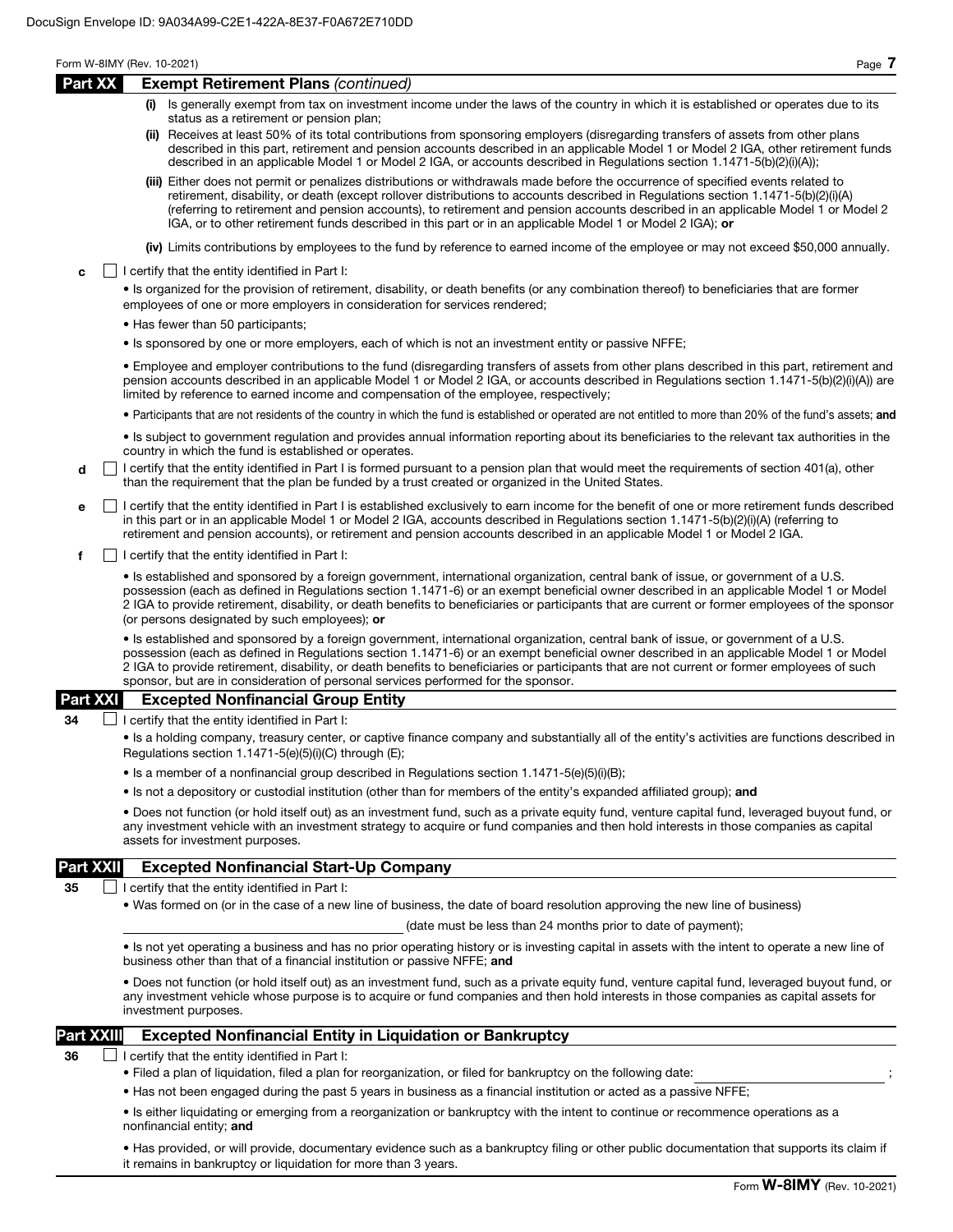DocuSign Envelope ID: 9A034A99-C2E1-422A-8E37-F0A672E710DD

## Part XX Exempt Retirement Plans *(continued)*

**(i)** Is generally exempt from tax on investment income under the laws of the country in which it is established or operates due to its status as a retirement or pension plan;

**(ii)** Receives at least 50% of its total contributions from sponsoring employers (disregarding transfers of assets from other plans described in this part, retirement and pension accounts described in an applicable Model 1 or Model 2 IGA, other retirement funds described in an applicable Model 1 or Model 2 IGA, or accounts described in Regulations section 1.1471-5(b)(2)(i)(A));

**(iii)** Either does not permit or penalizes distributions or withdrawals made before the occurrence of specified events related to retirement, disability, or death (except rollover distributions to accounts described in Regulations section 1.1471-5(b)(2)(i)(A) (referring to retirement and pension accounts), to retirement and pension accounts described in an applicable Model 1 or Model 2 IGA, or to other retirement funds described in this part or in an applicable Model 1 or Model 2 IGA); **or**

**(iv)** Limits contributions by employees to the fund by reference to earned income of the employee or may not exceed $50,000 annually.

**c** ☐ I certify that the entity identified in Part I:

- Is organized for the provision of retirement, disability, or death benefits (or any combination thereof) to beneficiaries that are former employees of one or more employers in consideration for services rendered;
- Has fewer than 50 participants;
- Is sponsored by one or more employers, each of which is not an investment entity or passive NFFE;
- Employee and employer contributions to the fund (disregarding transfers of assets from other plans described in this part, retirement and pension accounts described in an applicable Model 1 or Model 2 IGA, or accounts described in Regulations section 1.1471-5(b)(2)(i)(A)) are limited by reference to earned income and compensation of the employee, respectively;
- Participants that are not residents of the country in which the fund is established or operated are not entitled to more than 20% of the fund's assets; **and**
- Is subject to government regulation and provides annual information reporting about its beneficiaries to the relevant tax authorities in the country in which the fund is established or operates.

**d** ☐ I certify that the entity identified in Part I is formed pursuant to a pension plan that would meet the requirements of section 401(a), other than the requirement that the plan be funded by a trust created or organized in the United States.

**e** ☐ I certify that the entity identified in Part I is established exclusively to earn income for the benefit of one or more retirement funds described in this part or in an applicable Model 1 or Model 2 IGA, accounts described in Regulations section 1.1471-5(b)(2)(i)(A) (referring to retirement and pension accounts), or retirement and pension accounts described in an applicable Model 1 or Model 2 IGA.

**f** ☐ I certify that the entity identified in Part I:

- Is established and sponsored by a foreign government, international organization, central bank of issue, or government of a U.S. possession (each as defined in Regulations section 1.1471-6) or an exempt beneficial owner described in an applicable Model 1 or Model 2 IGA to provide retirement, disability, or death benefits to beneficiaries or participants that are current or former employees of the sponsor (or persons designated by such employees); **or**
- Is established and sponsored by a foreign government, international organization, central bank of issue, or government of a U.S. possession (each as defined in Regulations section 1.1471-6) or an exempt beneficial owner described in an applicable Model 1 or Model 2 IGA to provide retirement, disability, or death benefits to beneficiaries or participants that are not current or former employees of such sponsor, but are in consideration of personal services performed for the sponsor.

## Part XXI Excepted Nonfinancial Group Entity

**34** ☐ I certify that the entity identified in Part I:

- Is a holding company, treasury center, or captive finance company and substantially all of the entity's activities are functions described in Regulations section 1.1471-5(e)(5)(i)(C) through (E);
- Is a member of a nonfinancial group described in Regulations section 1.1471-5(e)(5)(i)(B);
- Is not a depository or custodial institution (other than for members of the entity's expanded affiliated group); **and**
- Does not function (or hold itself out) as an investment fund, such as a private equity fund, venture capital fund, leveraged buyout fund, or any investment vehicle with an investment strategy to acquire or fund companies and then hold interests in those companies as capital assets for investment purposes.

## Part XXII Excepted Nonfinancial Start-Up Company

**35** ☐ I certify that the entity identified in Part I:

- Was formed on (or in the case of a new line of business, the date of board resolution approving the new line of business)

  ______________________ (date must be less than 24 months prior to date of payment);

- Is not yet operating a business and has no prior operating history or is investing capital in assets with the intent to operate a new line of business other than that of a financial institution or passive NFFE; **and**
- Does not function (or hold itself out) as an investment fund, such as a private equity fund, venture capital fund, leveraged buyout fund, or any investment vehicle whose purpose is to acquire or fund companies and then hold interests in those companies as capital assets for investment purposes.

## Part XXIII Excepted Nonfinancial Entity in Liquidation or Bankruptcy

**36** ☐ I certify that the entity identified in Part I:

- Filed a plan of liquidation, filed a plan for reorganization, or filed for bankruptcy on the following date: ______________________;
- Has not been engaged during the past 5 years in business as a financial institution or acted as a passive NFFE;
- Is either liquidating or emerging from a reorganization or bankruptcy with the intent to continue or recommence operations as a nonfinancial entity; **and**
- Has provided, or will provide, documentary evidence such as a bankruptcy filing or other public documentation that supports its claim if it remains in bankruptcy or liquidation for more than 3 years.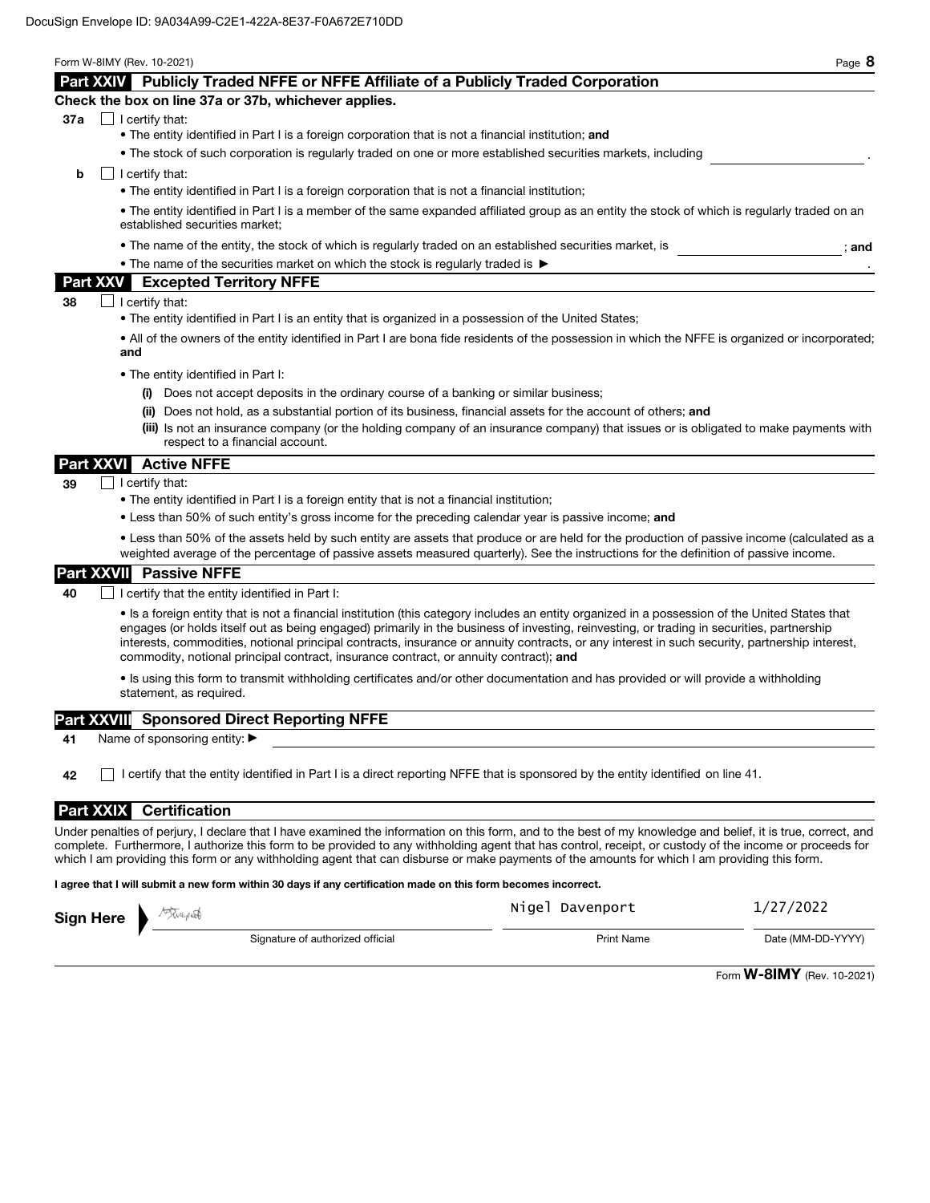DocuSign Envelope ID: 9A034A99-C2E1-422A-8E37-F0A672E710DD

Form W-8IMY (Rev. 10-2021)

## Part XXIV Publicly Traded NFFE or NFFE Affiliate of a Publicly Traded Corporation

**Check the box on line 37a or 37b, whichever applies.**

**37a** ☐ I certify that:

- The entity identified in Part I is a foreign corporation that is not a financial institution; **and**
- The stock of such corporation is regularly traded on one or more established securities markets, including ____________.

**b** ☐ I certify that:

- The entity identified in Part I is a foreign corporation that is not a financial institution;
- The entity identified in Part I is a member of the same expanded affiliated group as an entity the stock of which is regularly traded on an established securities market;
- The name of the entity, the stock of which is regularly traded on an established securities market, is ____________; **and**
- The name of the securities market on which the stock is regularly traded is ▶ ____________.

## Part XXV Excepted Territory NFFE

**38** ☐ I certify that:

- The entity identified in Part I is an entity that is organized in a possession of the United States;
- All of the owners of the entity identified in Part I are bona fide residents of the possession in which the NFFE is organized or incorporated; **and**
- The entity identified in Part I:
  - **(i)** Does not accept deposits in the ordinary course of a banking or similar business;
  - **(ii)** Does not hold, as a substantial portion of its business, financial assets for the account of others; **and**
  - **(iii)** Is not an insurance company (or the holding company of an insurance company) that issues or is obligated to make payments with respect to a financial account.

## Part XXVI Active NFFE

**39** ☐ I certify that:

- The entity identified in Part I is a foreign entity that is not a financial institution;
- Less than 50% of such entity's gross income for the preceding calendar year is passive income; **and**
- Less than 50% of the assets held by such entity are assets that produce or are held for the production of passive income (calculated as a weighted average of the percentage of passive assets measured quarterly). See the instructions for the definition of passive income.

## Part XXVII Passive NFFE

**40** ☐ I certify that the entity identified in Part I:

- Is a foreign entity that is not a financial institution (this category includes an entity organized in a possession of the United States that engages (or holds itself out as being engaged) primarily in the business of investing, reinvesting, or trading in securities, partnership interests, commodities, notional principal contracts, insurance or annuity contracts, or any interest in such security, partnership interest, commodity, notional principal contract, insurance contract, or annuity contract); **and**
- Is using this form to transmit withholding certificates and/or other documentation and has provided or will provide a withholding statement, as required.

## Part XXVIII Sponsored Direct Reporting NFFE

**41** Name of sponsoring entity: ▶ ____________

**42** ☐ I certify that the entity identified in Part I is a direct reporting NFFE that is sponsored by the entity identified on line 41.

## Part XXIX Certification

Under penalties of perjury, I declare that I have examined the information on this form, and to the best of my knowledge and belief, it is true, correct, and complete. Furthermore, I authorize this form to be provided to any withholding agent that has control, receipt, or custody of the income or proceeds for which I am providing this form or any withholding agent that can disburse or make payments of the amounts for which I am providing this form.

**I agree that I will submit a new form within 30 days if any certification made on this form becomes incorrect.**

**Sign Here** ▶

| Signature of authorized official | Print Name | Date (MM-DD-YYYY) |
|---|---|---|
| [signature] | Nigel Davenport | 1/27/2022 |

Form **W-8IMY** (Rev. 10-2021)